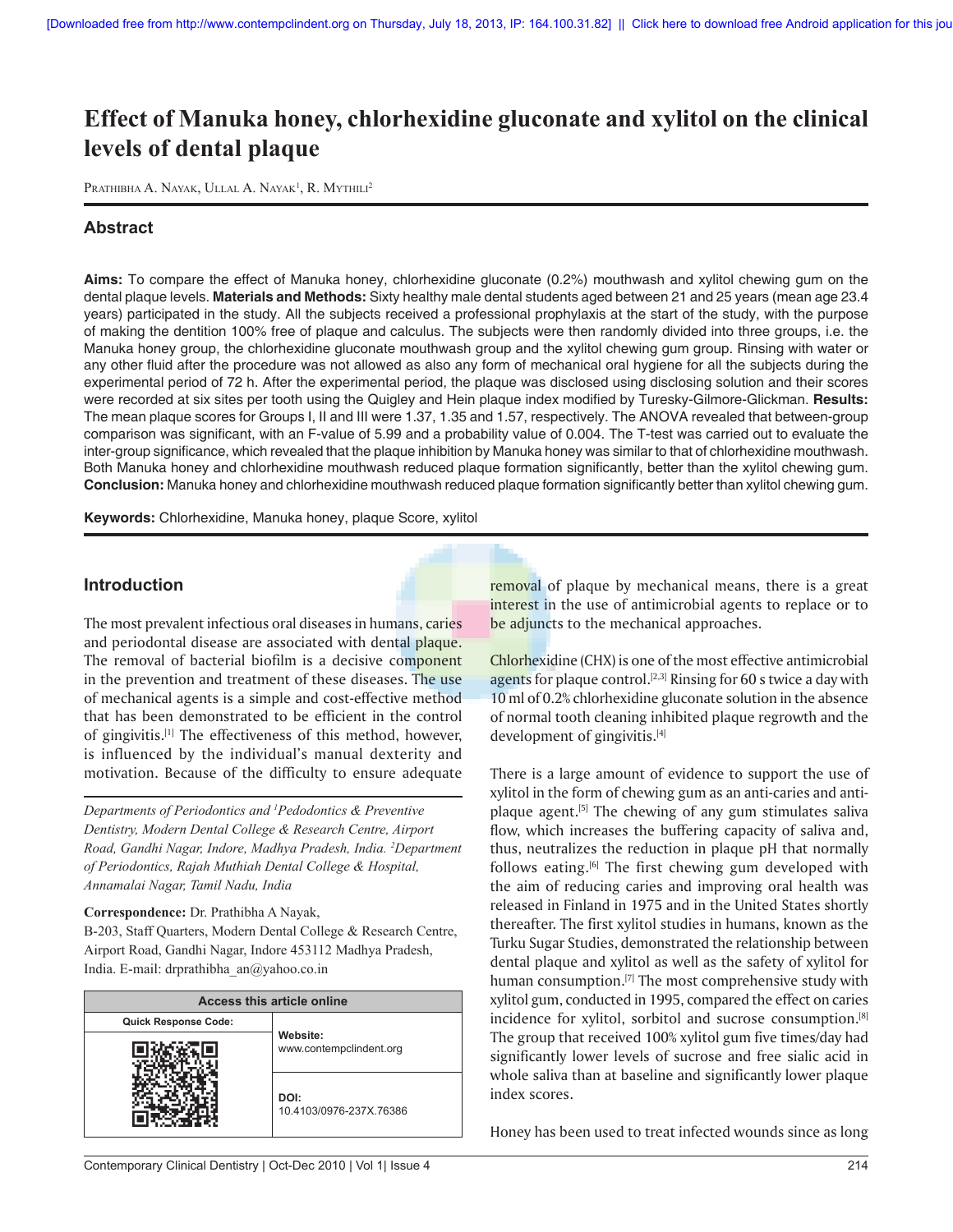# Effect of Manuka honey, chlorhexidine gluconate and xylitol on the clinical levels of dental plaque

Prathibha A. Nayak, Ullal A. Nayak[1], R. Mythili[2]

## Abstract

**Aims:** To compare the effect of Manuka honey, chlorhexidine gluconate (0.2%) mouthwash and xylitol chewing gum on the dental plaque levels. **Materials and Methods:** Sixty healthy male dental students aged between 21 and 25 years (mean age 23.4 years) participated in the study. All the subjects received a professional prophylaxis at the start of the study, with the purpose of making the dentition 100% free of plaque and calculus. The subjects were then randomly divided into three groups, i.e. the Manuka honey group, the chlorhexidine gluconate mouthwash group and the xylitol chewing gum group. Rinsing with water or any other fluid after the procedure was not allowed as also any form of mechanical oral hygiene for all the subjects during the experimental period of 72 h. After the experimental period, the plaque was disclosed using disclosing solution and their scores were recorded at six sites per tooth using the Quigley and Hein plaque index modified by Turesky-Gilmore-Glickman. **Results:** The mean plaque scores for Groups I, II and III were 1.37, 1.35 and 1.57, respectively. The ANOVA revealed that between-group comparison was significant, with an F-value of 5.99 and a probability value of 0.004. The T-test was carried out to evaluate the inter-group significance, which revealed that the plaque inhibition by Manuka honey was similar to that of chlorhexidine mouthwash. Both Manuka honey and chlorhexidine mouthwash reduced plaque formation significantly, better than the xylitol chewing gum. **Conclusion:** Manuka honey and chlorhexidine mouthwash reduced plaque formation significantly better than xylitol chewing gum.

**Keywords:** Chlorhexidine, Manuka honey, plaque Score, xylitol

## Introduction

The most prevalent infectious oral diseases in humans, caries and periodontal disease are associated with dental plaque. The removal of bacterial biofilm is a decisive component in the prevention and treatment of these diseases. The use of mechanical agents is a simple and cost-effective method that has been demonstrated to be efficient in the control of gingivitis.[1] The effectiveness of this method, however, is influenced by the individual's manual dexterity and motivation. Because of the difficulty to ensure adequate removal of plaque by mechanical means, there is a great interest in the use of antimicrobial agents to replace or to be adjuncts to the mechanical approaches.

Chlorhexidine (CHX) is one of the most effective antimicrobial agents for plaque control.[2,3] Rinsing for 60 s twice a day with 10 ml of 0.2% chlorhexidine gluconate solution in the absence of normal tooth cleaning inhibited plaque regrowth and the development of gingivitis.[4]

There is a large amount of evidence to support the use of xylitol in the form of chewing gum as an anti-caries and anti-plaque agent.[5] The chewing of any gum stimulates saliva flow, which increases the buffering capacity of saliva and, thus, neutralizes the reduction in plaque pH that normally follows eating.[6] The first chewing gum developed with the aim of reducing caries and improving oral health was released in Finland in 1975 and in the United States shortly thereafter. The first xylitol studies in humans, known as the Turku Sugar Studies, demonstrated the relationship between dental plaque and xylitol as well as the safety of xylitol for human consumption.[7] The most comprehensive study with xylitol gum, conducted in 1995, compared the effect on caries incidence for xylitol, sorbitol and sucrose consumption.[8] The group that received 100% xylitol gum five times/day had significantly lower levels of sucrose and free sialic acid in whole saliva than at baseline and significantly lower plaque index scores.

Honey has been used to treat infected wounds since as long

*Departments of Periodontics and [1]Pedodontics & Preventive Dentistry, Modern Dental College & Research Centre, Airport Road, Gandhi Nagar, Indore, Madhya Pradesh, India. [2]Department of Periodontics, Rajah Muthiah Dental College & Hospital, Annamalai Nagar, Tamil Nadu, India*

**Correspondence:** Dr. Prathibha A Nayak, B-203, Staff Quarters, Modern Dental College & Research Centre, Airport Road, Gandhi Nagar, Indore 453112 Madhya Pradesh, India. E-mail: drprathibha_an@yahoo.co.in

| Access this article online | |
|---|---|
| Quick Response Code: | Website: www.contempclindent.org |
| | DOI: 10.4103/0976-237X.76386 |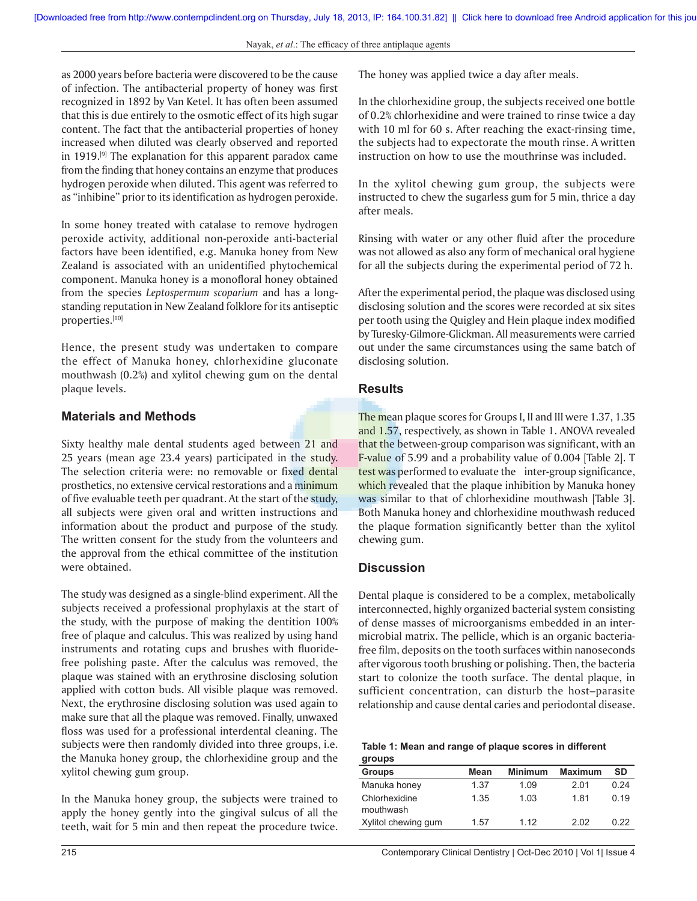as 2000 years before bacteria were discovered to be the cause of infection. The antibacterial property of honey was first recognized in 1892 by Van Ketel. It has often been assumed that this is due entirely to the osmotic effect of its high sugar content. The fact that the antibacterial properties of honey increased when diluted was clearly observed and reported in 1919.[9] The explanation for this apparent paradox came from the finding that honey contains an enzyme that produces hydrogen peroxide when diluted. This agent was referred to as "inhibine" prior to its identification as hydrogen peroxide.

In some honey treated with catalase to remove hydrogen peroxide activity, additional non-peroxide anti-bacterial factors have been identified, e.g. Manuka honey from New Zealand is associated with an unidentified phytochemical component. Manuka honey is a monofloral honey obtained from the species *Leptospermum scoparium* and has a long-standing reputation in New Zealand folklore for its antiseptic properties.[10]

Hence, the present study was undertaken to compare the effect of Manuka honey, chlorhexidine gluconate mouthwash (0.2%) and xylitol chewing gum on the dental plaque levels.

## Materials and Methods

Sixty healthy male dental students aged between 21 and 25 years (mean age 23.4 years) participated in the study. The selection criteria were: no removable or fixed dental prosthetics, no extensive cervical restorations and a minimum of five evaluable teeth per quadrant. At the start of the study, all subjects were given oral and written instructions and information about the product and purpose of the study. The written consent for the study from the volunteers and the approval from the ethical committee of the institution were obtained.

The study was designed as a single-blind experiment. All the subjects received a professional prophylaxis at the start of the study, with the purpose of making the dentition 100% free of plaque and calculus. This was realized by using hand instruments and rotating cups and brushes with fluoride-free polishing paste. After the calculus was removed, the plaque was stained with an erythrosine disclosing solution applied with cotton buds. All visible plaque was removed. Next, the erythrosine disclosing solution was used again to make sure that all the plaque was removed. Finally, unwaxed floss was used for a professional interdental cleaning. The subjects were then randomly divided into three groups, i.e. the Manuka honey group, the chlorhexidine group and the xylitol chewing gum group.

In the Manuka honey group, the subjects were trained to apply the honey gently into the gingival sulcus of all the teeth, wait for 5 min and then repeat the procedure twice. The honey was applied twice a day after meals.

In the chlorhexidine group, the subjects received one bottle of 0.2% chlorhexidine and were trained to rinse twice a day with 10 ml for 60 s. After reaching the exact-rinsing time, the subjects had to expectorate the mouth rinse. A written instruction on how to use the mouthrinse was included.

In the xylitol chewing gum group, the subjects were instructed to chew the sugarless gum for 5 min, thrice a day after meals.

Rinsing with water or any other fluid after the procedure was not allowed as also any form of mechanical oral hygiene for all the subjects during the experimental period of 72 h.

After the experimental period, the plaque was disclosed using disclosing solution and the scores were recorded at six sites per tooth using the Quigley and Hein plaque index modified by Turesky-Gilmore-Glickman. All measurements were carried out under the same circumstances using the same batch of disclosing solution.

## Results

The mean plaque scores for Groups I, II and III were 1.37, 1.35 and 1.57, respectively, as shown in Table 1. ANOVA revealed that the between-group comparison was significant, with an F-value of 5.99 and a probability value of 0.004 [Table 2]. T test was performed to evaluate the inter-group significance, which revealed that the plaque inhibition by Manuka honey was similar to that of chlorhexidine mouthwash [Table 3]. Both Manuka honey and chlorhexidine mouthwash reduced the plaque formation significantly better than the xylitol chewing gum.

## Discussion

Dental plaque is considered to be a complex, metabolically interconnected, highly organized bacterial system consisting of dense masses of microorganisms embedded in an inter-microbial matrix. The pellicle, which is an organic bacteria-free film, deposits on the tooth surfaces within nanoseconds after vigorous tooth brushing or polishing. Then, the bacteria start to colonize the tooth surface. The dental plaque, in sufficient concentration, can disturb the host–parasite relationship and cause dental caries and periodontal disease.

**Table 1: Mean and range of plaque scores in different groups**

| Groups | Mean | Minimum | Maximum | SD |
|---|---|---|---|---|
| Manuka honey | 1.37 | 1.09 | 2.01 | 0.24 |
| Chlorhexidine mouthwash | 1.35 | 1.03 | 1.81 | 0.19 |
| Xylitol chewing gum | 1.57 | 1.12 | 2.02 | 0.22 |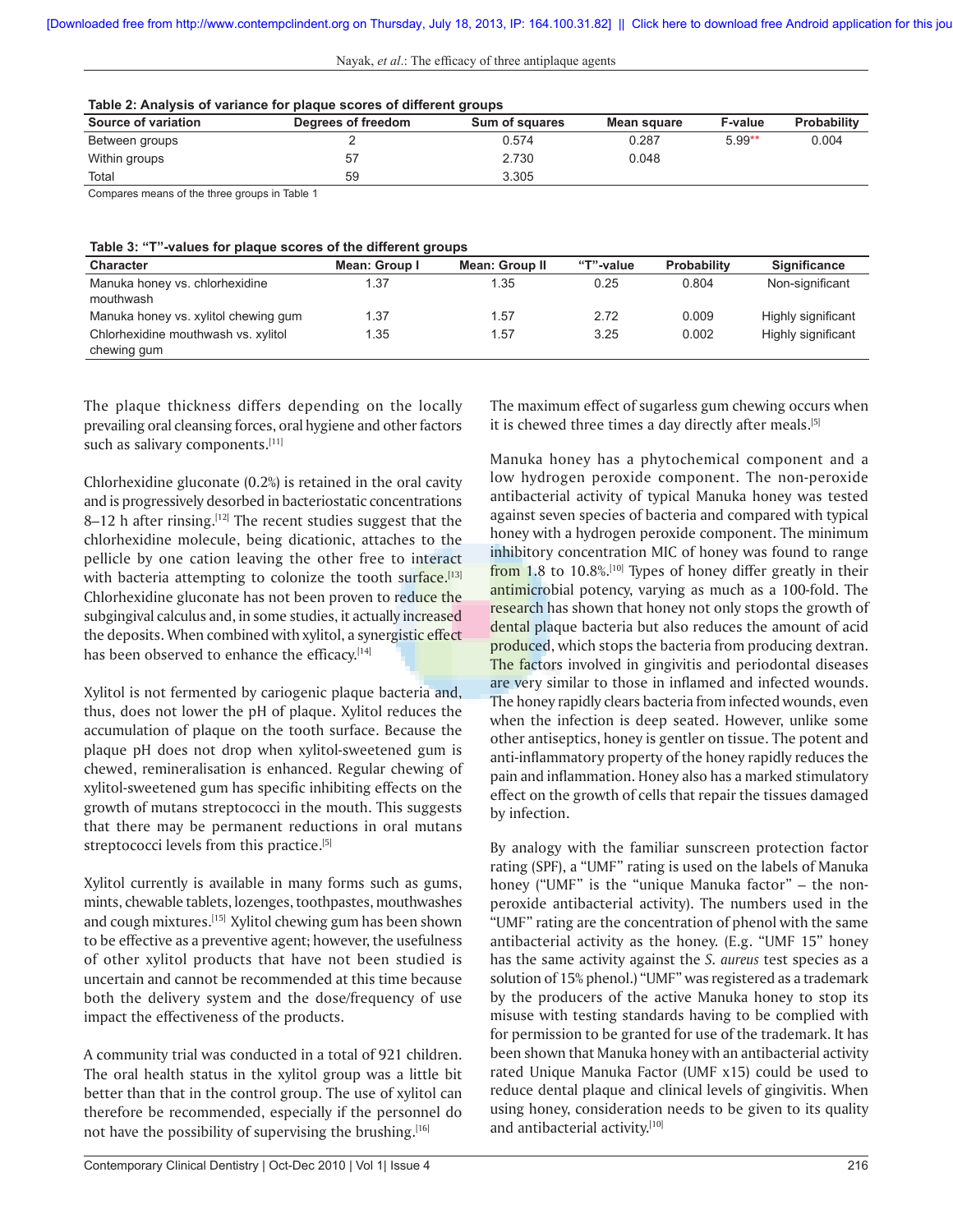**Table 2: Analysis of variance for plaque scores of different groups**

| Source of variation | Degrees of freedom | Sum of squares | Mean square | F-value | Probability |
|---|---|---|---|---|---|
| Between groups | 2 | 0.574 | 0.287 | 5.99** | 0.004 |
| Within groups | 57 | 2.730 | 0.048 | | |
| Total | 59 | 3.305 | | | |

Compares means of the three groups in Table 1

**Table 3: "T"-values for plaque scores of the different groups**

| Character | Mean: Group I | Mean: Group II | "T"-value | Probability | Significance |
|---|---|---|---|---|---|
| Manuka honey vs. chlorhexidine mouthwash | 1.37 | 1.35 | 0.25 | 0.804 | Non-significant |
| Manuka honey vs. xylitol chewing gum | 1.37 | 1.57 | 2.72 | 0.009 | Highly significant |
| Chlorhexidine mouthwash vs. xylitol chewing gum | 1.35 | 1.57 | 3.25 | 0.002 | Highly significant |

The plaque thickness differs depending on the locally prevailing oral cleansing forces, oral hygiene and other factors such as salivary components.[11]

Chlorhexidine gluconate (0.2%) is retained in the oral cavity and is progressively desorbed in bacteriostatic concentrations 8–12 h after rinsing.[12] The recent studies suggest that the chlorhexidine molecule, being dicationic, attaches to the pellicle by one cation leaving the other free to interact with bacteria attempting to colonize the tooth surface.[13] Chlorhexidine gluconate has not been proven to reduce the subgingival calculus and, in some studies, it actually increased the deposits. When combined with xylitol, a synergistic effect has been observed to enhance the efficacy.[14]

Xylitol is not fermented by cariogenic plaque bacteria and, thus, does not lower the pH of plaque. Xylitol reduces the accumulation of plaque on the tooth surface. Because the plaque pH does not drop when xylitol-sweetened gum is chewed, remineralisation is enhanced. Regular chewing of xylitol-sweetened gum has specific inhibiting effects on the growth of mutans streptococci in the mouth. This suggests that there may be permanent reductions in oral mutans streptococci levels from this practice.[5]

Xylitol currently is available in many forms such as gums, mints, chewable tablets, lozenges, toothpastes, mouthwashes and cough mixtures.[15] Xylitol chewing gum has been shown to be effective as a preventive agent; however, the usefulness of other xylitol products that have not been studied is uncertain and cannot be recommended at this time because both the delivery system and the dose/frequency of use impact the effectiveness of the products.

A community trial was conducted in a total of 921 children. The oral health status in the xylitol group was a little bit better than that in the control group. The use of xylitol can therefore be recommended, especially if the personnel do not have the possibility of supervising the brushing.[16]

The maximum effect of sugarless gum chewing occurs when it is chewed three times a day directly after meals.[5]

Manuka honey has a phytochemical component and a low hydrogen peroxide component. The non-peroxide antibacterial activity of typical Manuka honey was tested against seven species of bacteria and compared with typical honey with a hydrogen peroxide component. The minimum inhibitory concentration MIC of honey was found to range from 1.8 to 10.8%.[10] Types of honey differ greatly in their antimicrobial potency, varying as much as a 100-fold. The research has shown that honey not only stops the growth of dental plaque bacteria but also reduces the amount of acid produced, which stops the bacteria from producing dextran. The factors involved in gingivitis and periodontal diseases are very similar to those in inflamed and infected wounds. The honey rapidly clears bacteria from infected wounds, even when the infection is deep seated. However, unlike some other antiseptics, honey is gentler on tissue. The potent and anti-inflammatory property of the honey rapidly reduces the pain and inflammation. Honey also has a marked stimulatory effect on the growth of cells that repair the tissues damaged by infection.

By analogy with the familiar sunscreen protection factor rating (SPF), a "UMF" rating is used on the labels of Manuka honey ("UMF" is the "unique Manuka factor" – the non-peroxide antibacterial activity). The numbers used in the "UMF" rating are the concentration of phenol with the same antibacterial activity as the honey. (E.g. "UMF 15" honey has the same activity against the *S. aureus* test species as a solution of 15% phenol.) "UMF" was registered as a trademark by the producers of the active Manuka honey to stop its misuse with testing standards having to be complied with for permission to be granted for use of the trademark. It has been shown that Manuka honey with an antibacterial activity rated Unique Manuka Factor (UMF x15) could be used to reduce dental plaque and clinical levels of gingivitis. When using honey, consideration needs to be given to its quality and antibacterial activity.[10]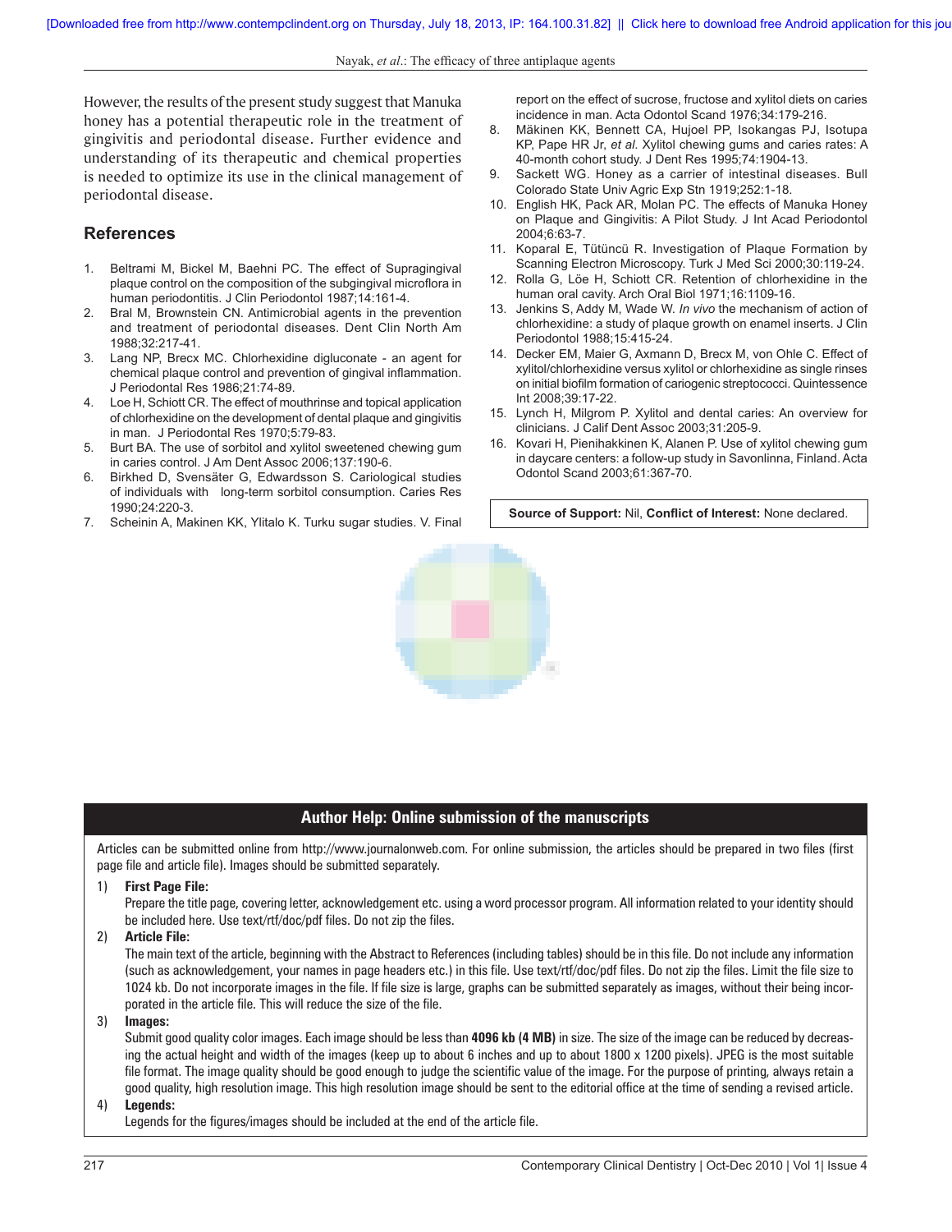However, the results of the present study suggest that Manuka honey has a potential therapeutic role in the treatment of gingivitis and periodontal disease. Further evidence and understanding of its therapeutic and chemical properties is needed to optimize its use in the clinical management of periodontal disease.

## References

1. Beltrami M, Bickel M, Baehni PC. The effect of Supragingival plaque control on the composition of the subgingival microflora in human periodontitis. J Clin Periodontol 1987;14:161-4.
2. Bral M, Brownstein CN. Antimicrobial agents in the prevention and treatment of periodontal diseases. Dent Clin North Am 1988;32:217-41.
3. Lang NP, Brecx MC. Chlorhexidine digluconate - an agent for chemical plaque control and prevention of gingival inflammation. J Periodontal Res 1986;21:74-89.
4. Loe H, Schiott CR. The effect of mouthrinse and topical application of chlorhexidine on the development of dental plaque and gingivitis in man. J Periodontal Res 1970;5:79-83.
5. Burt BA. The use of sorbitol and xylitol sweetened chewing gum in caries control. J Am Dent Assoc 2006;137:190-6.
6. Birkhed D, Svensäter G, Edwardsson S. Cariological studies of individuals with long-term sorbitol consumption. Caries Res 1990;24:220-3.
7. Scheinin A, Makinen KK, Ylitalo K. Turku sugar studies. V. Final report on the effect of sucrose, fructose and xylitol diets on caries incidence in man. Acta Odontol Scand 1976;34:179-216.
8. Mäkinen KK, Bennett CA, Hujoel PP, Isokangas PJ, Isotupa KP, Pape HR Jr, *et al.* Xylitol chewing gums and caries rates: A 40-month cohort study. J Dent Res 1995;74:1904-13.
9. Sackett WG. Honey as a carrier of intestinal diseases. Bull Colorado State Univ Agric Exp Stn 1919;252:1-18.
10. English HK, Pack AR, Molan PC. The effects of Manuka Honey on Plaque and Gingivitis: A Pilot Study. J Int Acad Periodontol 2004;6:63-7.
11. Koparal E, Tütüncü R. Investigation of Plaque Formation by Scanning Electron Microscopy. Turk J Med Sci 2000;30:119-24.
12. Rolla G, Löe H, Schiott CR. Retention of chlorhexidine in the human oral cavity. Arch Oral Biol 1971;16:1109-16.
13. Jenkins S, Addy M, Wade W. *In vivo* the mechanism of action of chlorhexidine: a study of plaque growth on enamel inserts. J Clin Periodontol 1988;15:415-24.
14. Decker EM, Maier G, Axmann D, Brecx M, von Ohle C. Effect of xylitol/chlorhexidine versus xylitol or chlorhexidine as single rinses on initial biofilm formation of cariogenic streptococci. Quintessence Int 2008;39:17-22.
15. Lynch H, Milgrom P. Xylitol and dental caries: An overview for clinicians. J Calif Dent Assoc 2003;31:205-9.
16. Kovari H, Pienihakkinen K, Alanen P. Use of xylitol chewing gum in daycare centers: a follow-up study in Savonlinna, Finland. Acta Odontol Scand 2003;61:367-70.

**Source of Support:** Nil, **Conflict of Interest:** None declared.

## Author Help: Online submission of the manuscripts

Articles can be submitted online from http://www.journalonweb.com. For online submission, the articles should be prepared in two files (first page file and article file). Images should be submitted separately.

1) **First Page File:**
Prepare the title page, covering letter, acknowledgement etc. using a word processor program. All information related to your identity should be included here. Use text/rtf/doc/pdf files. Do not zip the files.

2) **Article File:**
The main text of the article, beginning with the Abstract to References (including tables) should be in this file. Do not include any information (such as acknowledgement, your names in page headers etc.) in this file. Use text/rtf/doc/pdf files. Do not zip the files. Limit the file size to 1024 kb. Do not incorporate images in the file. If file size is large, graphs can be submitted separately as images, without their being incorporated in the article file. This will reduce the size of the file.

3) **Images:**
Submit good quality color images. Each image should be less than **4096 kb (4 MB)** in size. The size of the image can be reduced by decreasing the actual height and width of the images (keep up to about 6 inches and up to about 1800 x 1200 pixels). JPEG is the most suitable file format. The image quality should be good enough to judge the scientific value of the image. For the purpose of printing, always retain a good quality, high resolution image. This high resolution image should be sent to the editorial office at the time of sending a revised article.

4) **Legends:**
Legends for the figures/images should be included at the end of the article file.